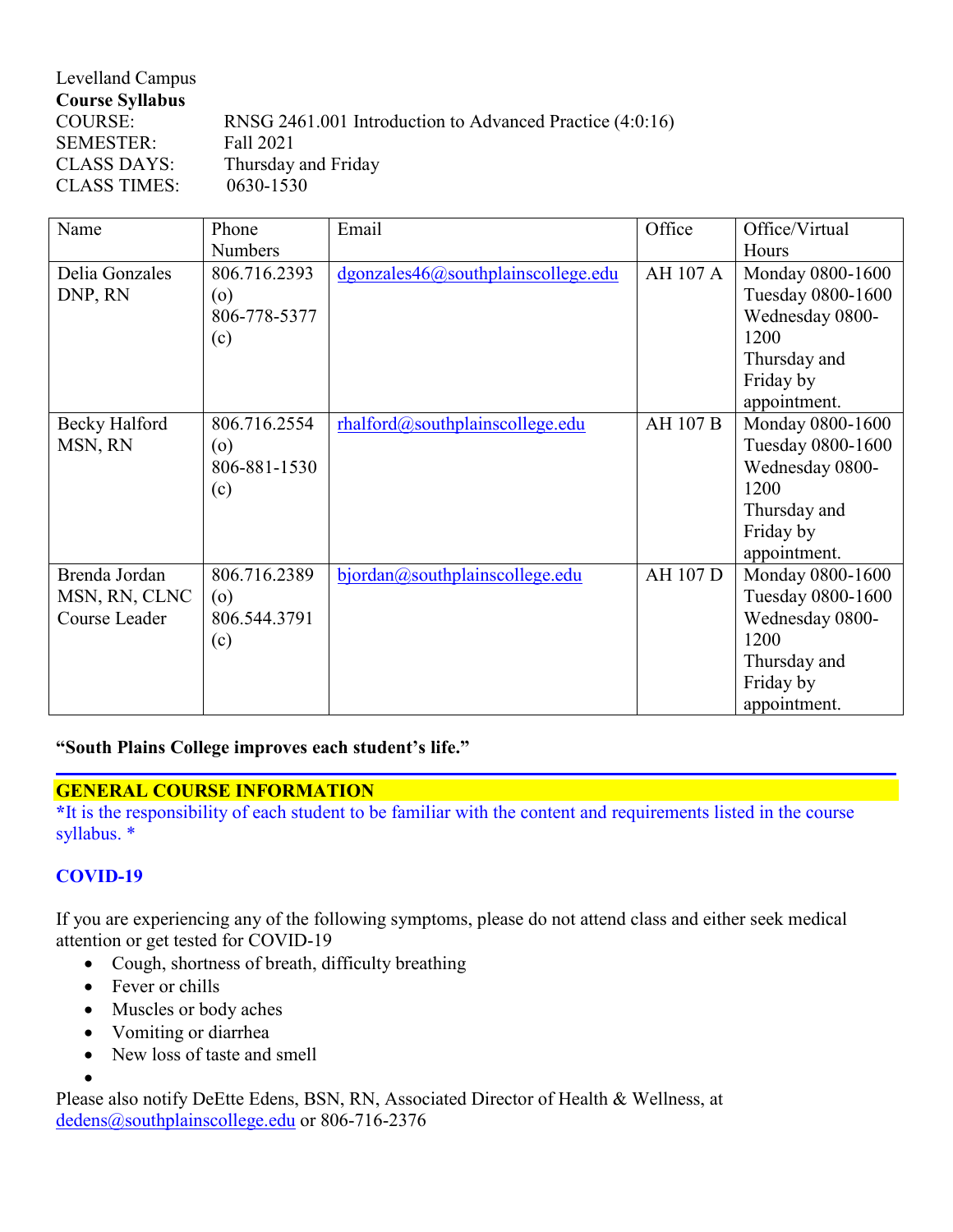Levelland Campus
**Course Syllabus**

COURSE: RNSG 2461.001 Introduction to Advanced Practice (4:0:16)
SEMESTER: Fall 2021
CLASS DAYS: Thursday and Friday
CLASS TIMES: 0630-1530

| Name | Phone Numbers | Email | Office | Office/Virtual Hours |
|---|---|---|---|---|
| Delia Gonzales DNP, RN | 806.716.2393 (o) 806-778-5377 (c) | dgonzales46@southplainscollege.edu | AH 107 A | Monday 0800-1600 Tuesday 0800-1600 Wednesday 0800-1200 Thursday and Friday by appointment. |
| Becky Halford MSN, RN | 806.716.2554 (o) 806-881-1530 (c) | rhalford@southplainscollege.edu | AH 107 B | Monday 0800-1600 Tuesday 0800-1600 Wednesday 0800-1200 Thursday and Friday by appointment. |
| Brenda Jordan MSN, RN, CLNC Course Leader | 806.716.2389 (o) 806.544.3791 (c) | bjordan@southplainscollege.edu | AH 107 D | Monday 0800-1600 Tuesday 0800-1600 Wednesday 0800-1200 Thursday and Friday by appointment. |

**"South Plains College improves each student's life."**

## GENERAL COURSE INFORMATION

***It is the responsibility of each student to be familiar with the content and requirements listed in the course syllabus. ***

### COVID-19

If you are experiencing any of the following symptoms, please do not attend class and either seek medical attention or get tested for COVID-19

- Cough, shortness of breath, difficulty breathing
- Fever or chills
- Muscles or body aches
- Vomiting or diarrhea
- New loss of taste and smell

Please also notify DeEtte Edens, BSN, RN, Associated Director of Health & Wellness, at dedens@southplainscollege.edu or 806-716-2376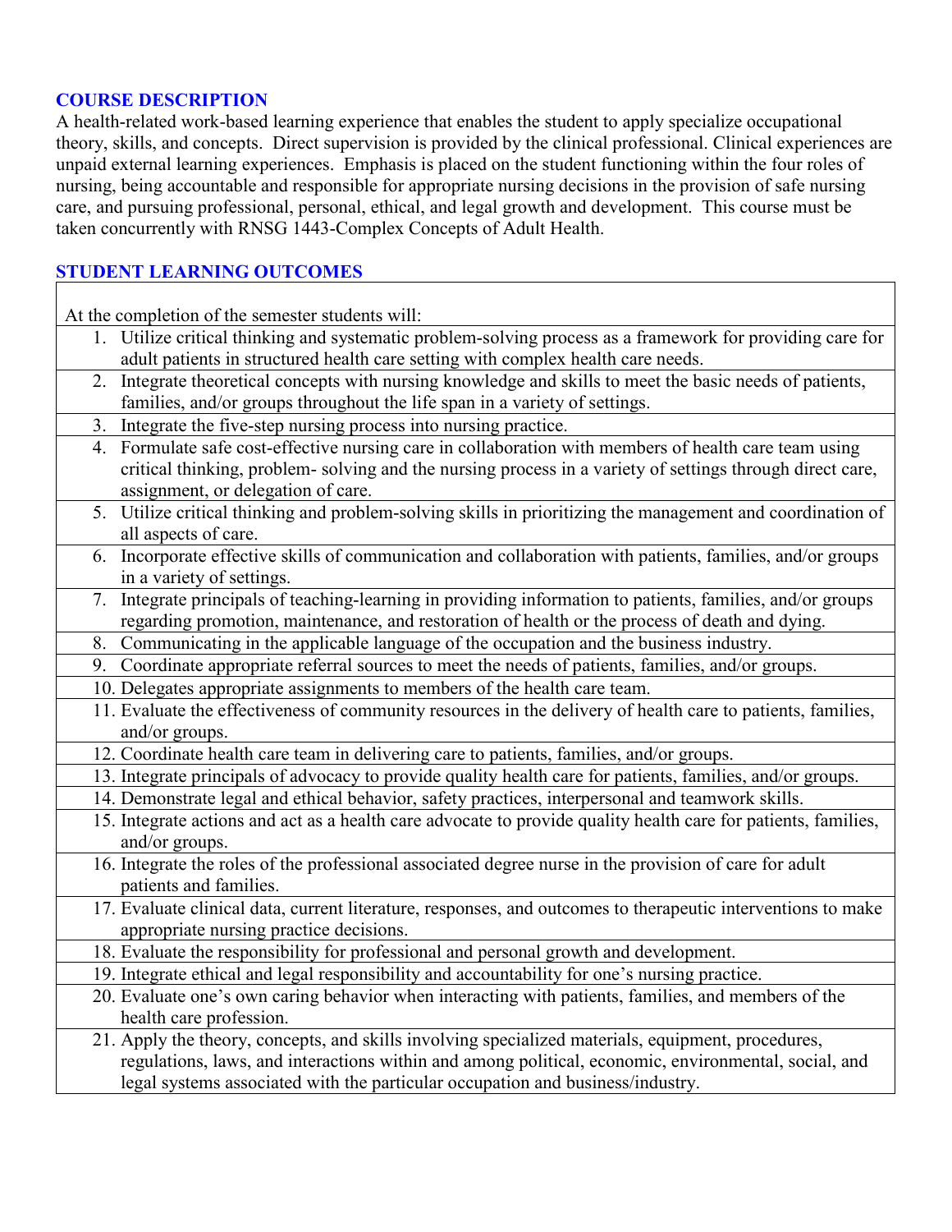## COURSE DESCRIPTION

A health-related work-based learning experience that enables the student to apply specialize occupational theory, skills, and concepts. Direct supervision is provided by the clinical professional. Clinical experiences are unpaid external learning experiences. Emphasis is placed on the student functioning within the four roles of nursing, being accountable and responsible for appropriate nursing decisions in the provision of safe nursing care, and pursuing professional, personal, ethical, and legal growth and development. This course must be taken concurrently with RNSG 1443-Complex Concepts of Adult Health.

## STUDENT LEARNING OUTCOMES

| At the completion of the semester students will: |
|---|
| 1. Utilize critical thinking and systematic problem-solving process as a framework for providing care for adult patients in structured health care setting with complex health care needs. |
| 2. Integrate theoretical concepts with nursing knowledge and skills to meet the basic needs of patients, families, and/or groups throughout the life span in a variety of settings. |
| 3. Integrate the five-step nursing process into nursing practice. |
| 4. Formulate safe cost-effective nursing care in collaboration with members of health care team using critical thinking, problem- solving and the nursing process in a variety of settings through direct care, assignment, or delegation of care. |
| 5. Utilize critical thinking and problem-solving skills in prioritizing the management and coordination of all aspects of care. |
| 6. Incorporate effective skills of communication and collaboration with patients, families, and/or groups in a variety of settings. |
| 7. Integrate principals of teaching-learning in providing information to patients, families, and/or groups regarding promotion, maintenance, and restoration of health or the process of death and dying. |
| 8. Communicating in the applicable language of the occupation and the business industry. |
| 9. Coordinate appropriate referral sources to meet the needs of patients, families, and/or groups. |
| 10. Delegates appropriate assignments to members of the health care team. |
| 11. Evaluate the effectiveness of community resources in the delivery of health care to patients, families, and/or groups. |
| 12. Coordinate health care team in delivering care to patients, families, and/or groups. |
| 13. Integrate principals of advocacy to provide quality health care for patients, families, and/or groups. |
| 14. Demonstrate legal and ethical behavior, safety practices, interpersonal and teamwork skills. |
| 15. Integrate actions and act as a health care advocate to provide quality health care for patients, families, and/or groups. |
| 16. Integrate the roles of the professional associated degree nurse in the provision of care for adult patients and families. |
| 17. Evaluate clinical data, current literature, responses, and outcomes to therapeutic interventions to make appropriate nursing practice decisions. |
| 18. Evaluate the responsibility for professional and personal growth and development. |
| 19. Integrate ethical and legal responsibility and accountability for one's nursing practice. |
| 20. Evaluate one's own caring behavior when interacting with patients, families, and members of the health care profession. |
| 21. Apply the theory, concepts, and skills involving specialized materials, equipment, procedures, regulations, laws, and interactions within and among political, economic, environmental, social, and legal systems associated with the particular occupation and business/industry. |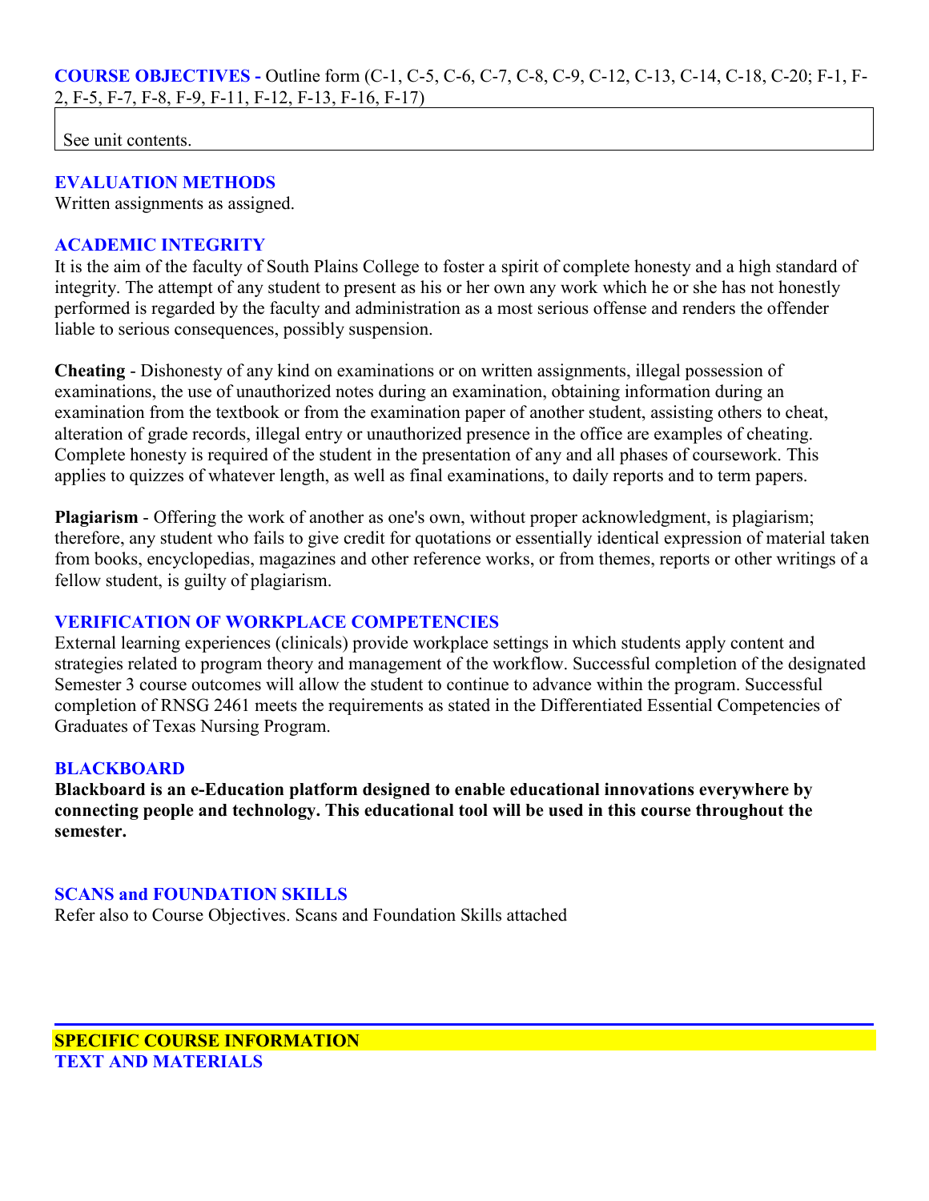**COURSE OBJECTIVES -** Outline form (C-1, C-5, C-6, C-7, C-8, C-9, C-12, C-13, C-14, C-18, C-20; F-1, F-2, F-5, F-7, F-8, F-9, F-11, F-12, F-13, F-16, F-17)

See unit contents.

**EVALUATION METHODS**

Written assignments as assigned.

**ACADEMIC INTEGRITY**

It is the aim of the faculty of South Plains College to foster a spirit of complete honesty and a high standard of integrity. The attempt of any student to present as his or her own any work which he or she has not honestly performed is regarded by the faculty and administration as a most serious offense and renders the offender liable to serious consequences, possibly suspension.

**Cheating** - Dishonesty of any kind on examinations or on written assignments, illegal possession of examinations, the use of unauthorized notes during an examination, obtaining information during an examination from the textbook or from the examination paper of another student, assisting others to cheat, alteration of grade records, illegal entry or unauthorized presence in the office are examples of cheating. Complete honesty is required of the student in the presentation of any and all phases of coursework. This applies to quizzes of whatever length, as well as final examinations, to daily reports and to term papers.

**Plagiarism** - Offering the work of another as one's own, without proper acknowledgment, is plagiarism; therefore, any student who fails to give credit for quotations or essentially identical expression of material taken from books, encyclopedias, magazines and other reference works, or from themes, reports or other writings of a fellow student, is guilty of plagiarism.

**VERIFICATION OF WORKPLACE COMPETENCIES**

External learning experiences (clinicals) provide workplace settings in which students apply content and strategies related to program theory and management of the workflow. Successful completion of the designated Semester 3 course outcomes will allow the student to continue to advance within the program. Successful completion of RNSG 2461 meets the requirements as stated in the Differentiated Essential Competencies of Graduates of Texas Nursing Program.

**BLACKBOARD**

**Blackboard is an e-Education platform designed to enable educational innovations everywhere by connecting people and technology. This educational tool will be used in this course throughout the semester.**

**SCANS and FOUNDATION SKILLS**

Refer also to Course Objectives. Scans and Foundation Skills attached

---

## SPECIFIC COURSE INFORMATION

**TEXT AND MATERIALS**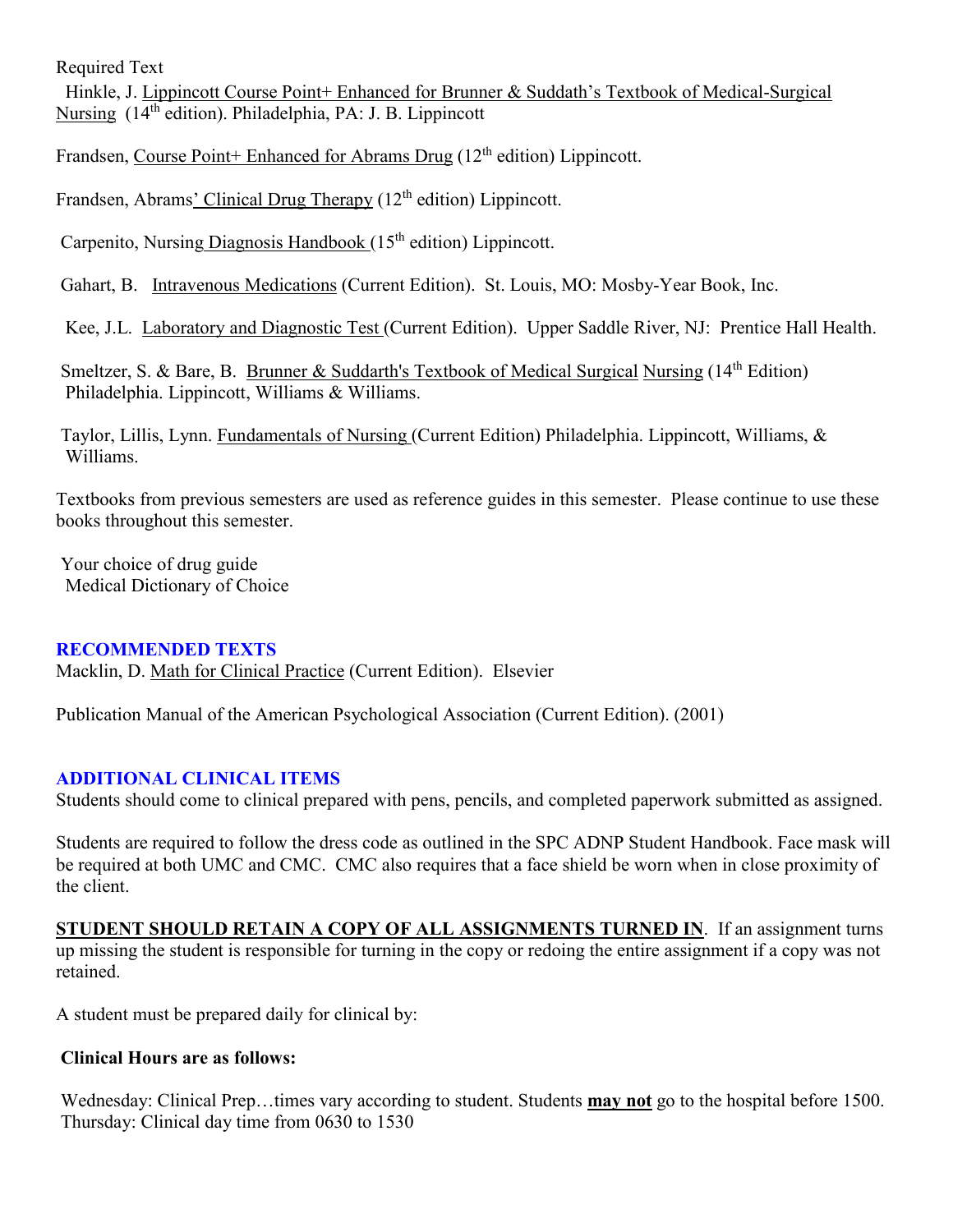Required Text

Hinkle, J. Lippincott Course Point+ Enhanced for Brunner & Suddath's Textbook of Medical-Surgical Nursing (14th edition). Philadelphia, PA: J. B. Lippincott

Frandsen, Course Point+ Enhanced for Abrams Drug (12th edition) Lippincott.

Frandsen, Abrams' Clinical Drug Therapy (12th edition) Lippincott.

Carpenito, Nursing Diagnosis Handbook (15th edition) Lippincott.

Gahart, B. Intravenous Medications (Current Edition). St. Louis, MO: Mosby-Year Book, Inc.

Kee, J.L. Laboratory and Diagnostic Test (Current Edition). Upper Saddle River, NJ: Prentice Hall Health.

Smeltzer, S. & Bare, B. Brunner & Suddarth's Textbook of Medical Surgical Nursing (14th Edition) Philadelphia. Lippincott, Williams & Williams.

Taylor, Lillis, Lynn. Fundamentals of Nursing (Current Edition) Philadelphia. Lippincott, Williams, & Williams.

Textbooks from previous semesters are used as reference guides in this semester. Please continue to use these books throughout this semester.

Your choice of drug guide
Medical Dictionary of Choice

## RECOMMENDED TEXTS

Macklin, D. Math for Clinical Practice (Current Edition). Elsevier

Publication Manual of the American Psychological Association (Current Edition). (2001)

## ADDITIONAL CLINICAL ITEMS

Students should come to clinical prepared with pens, pencils, and completed paperwork submitted as assigned.

Students are required to follow the dress code as outlined in the SPC ADNP Student Handbook. Face mask will be required at both UMC and CMC. CMC also requires that a face shield be worn when in close proximity of the client.

**STUDENT SHOULD RETAIN A COPY OF ALL ASSIGNMENTS TURNED IN**. If an assignment turns up missing the student is responsible for turning in the copy or redoing the entire assignment if a copy was not retained.

A student must be prepared daily for clinical by:

**Clinical Hours are as follows:**

Wednesday: Clinical Prep…times vary according to student. Students **may not** go to the hospital before 1500.
Thursday: Clinical day time from 0630 to 1530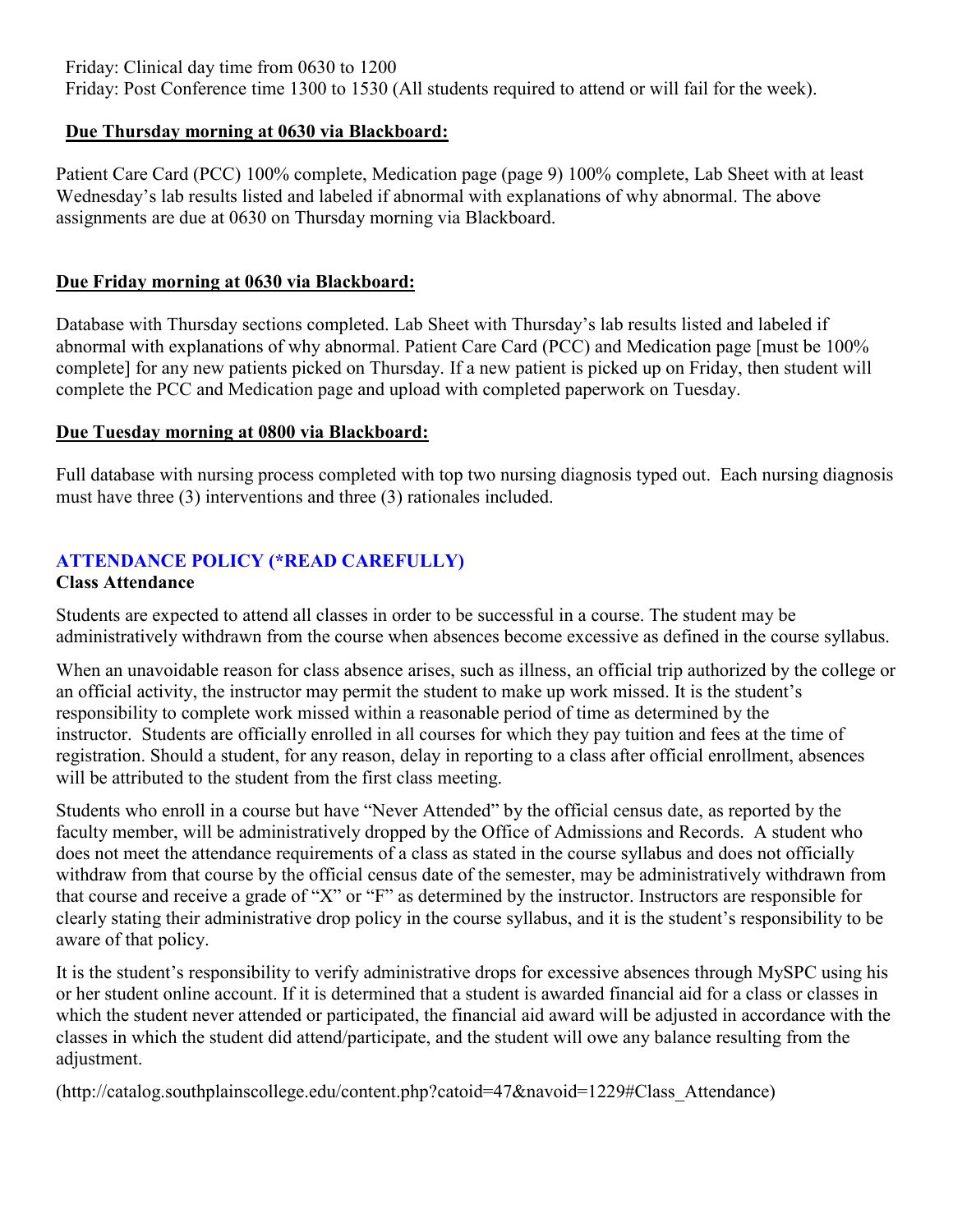Friday: Clinical day time from 0630 to 1200
Friday: Post Conference time 1300 to 1530 (All students required to attend or will fail for the week).

**Due Thursday morning at 0630 via Blackboard:**

Patient Care Card (PCC) 100% complete, Medication page (page 9) 100% complete, Lab Sheet with at least Wednesday's lab results listed and labeled if abnormal with explanations of why abnormal. The above assignments are due at 0630 on Thursday morning via Blackboard.

**Due Friday morning at 0630 via Blackboard:**

Database with Thursday sections completed. Lab Sheet with Thursday's lab results listed and labeled if abnormal with explanations of why abnormal. Patient Care Card (PCC) and Medication page [must be 100% complete] for any new patients picked on Thursday. If a new patient is picked up on Friday, then student will complete the PCC and Medication page and upload with completed paperwork on Tuesday.

**Due Tuesday morning at 0800 via Blackboard:**

Full database with nursing process completed with top two nursing diagnosis typed out. Each nursing diagnosis must have three (3) interventions and three (3) rationales included.

## ATTENDANCE POLICY (*READ CAREFULLY)

### Class Attendance

Students are expected to attend all classes in order to be successful in a course. The student may be administratively withdrawn from the course when absences become excessive as defined in the course syllabus.

When an unavoidable reason for class absence arises, such as illness, an official trip authorized by the college or an official activity, the instructor may permit the student to make up work missed. It is the student's responsibility to complete work missed within a reasonable period of time as determined by the instructor. Students are officially enrolled in all courses for which they pay tuition and fees at the time of registration. Should a student, for any reason, delay in reporting to a class after official enrollment, absences will be attributed to the student from the first class meeting.

Students who enroll in a course but have "Never Attended" by the official census date, as reported by the faculty member, will be administratively dropped by the Office of Admissions and Records. A student who does not meet the attendance requirements of a class as stated in the course syllabus and does not officially withdraw from that course by the official census date of the semester, may be administratively withdrawn from that course and receive a grade of "X" or "F" as determined by the instructor. Instructors are responsible for clearly stating their administrative drop policy in the course syllabus, and it is the student's responsibility to be aware of that policy.

It is the student's responsibility to verify administrative drops for excessive absences through MySPC using his or her student online account. If it is determined that a student is awarded financial aid for a class or classes in which the student never attended or participated, the financial aid award will be adjusted in accordance with the classes in which the student did attend/participate, and the student will owe any balance resulting from the adjustment.

(http://catalog.southplainscollege.edu/content.php?catoid=47&navoid=1229#Class_Attendance)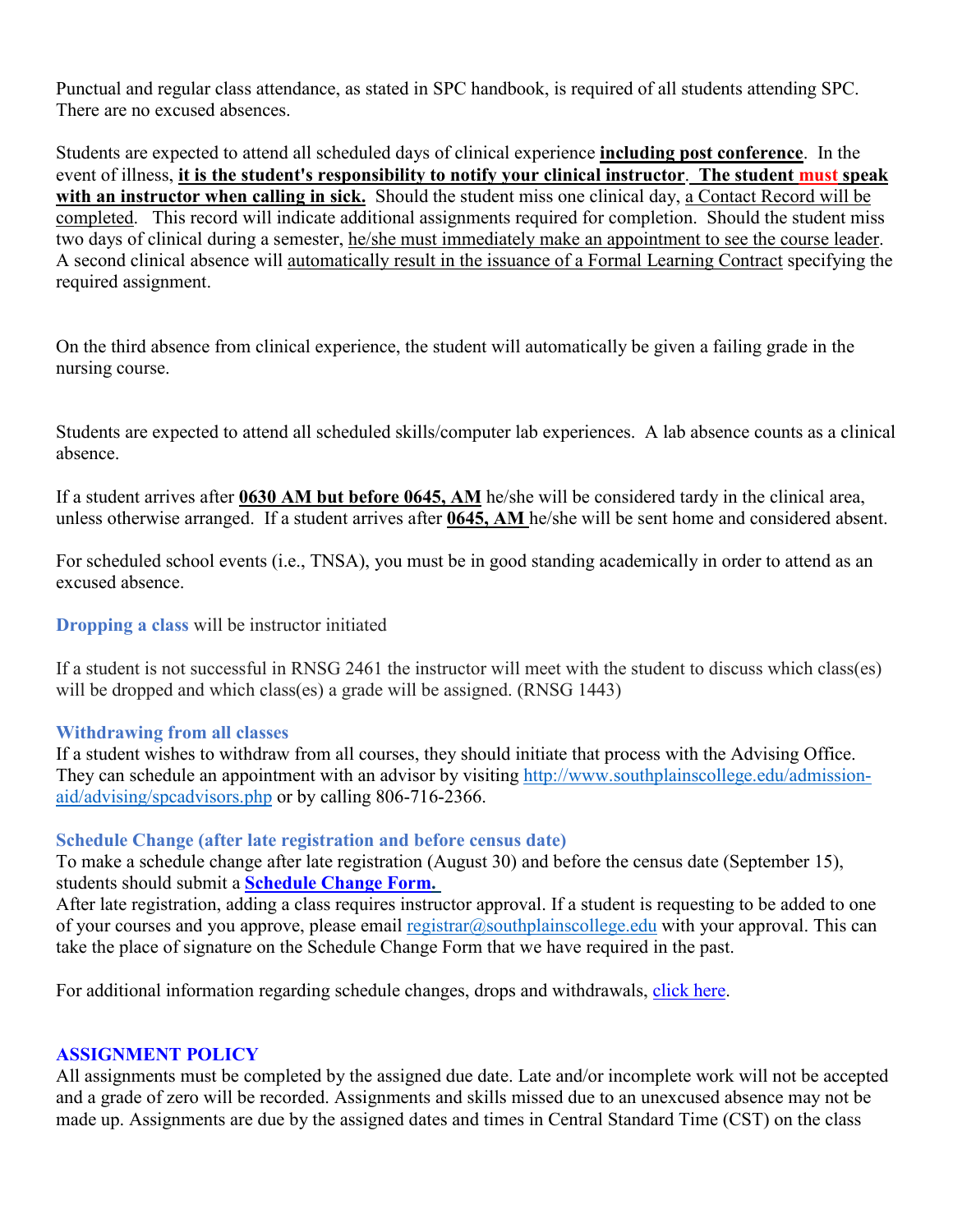Punctual and regular class attendance, as stated in SPC handbook, is required of all students attending SPC. There are no excused absences.

Students are expected to attend all scheduled days of clinical experience **including post conference**. In the event of illness, **it is the student's responsibility to notify your clinical instructor**. **The student must speak with an instructor when calling in sick.** Should the student miss one clinical day, a Contact Record will be completed. This record will indicate additional assignments required for completion. Should the student miss two days of clinical during a semester, he/she must immediately make an appointment to see the course leader. A second clinical absence will automatically result in the issuance of a Formal Learning Contract specifying the required assignment.

On the third absence from clinical experience, the student will automatically be given a failing grade in the nursing course.

Students are expected to attend all scheduled skills/computer lab experiences. A lab absence counts as a clinical absence.

If a student arrives after **0630 AM but before 0645, AM** he/she will be considered tardy in the clinical area, unless otherwise arranged. If a student arrives after **0645, AM** he/she will be sent home and considered absent.

For scheduled school events (i.e., TNSA), you must be in good standing academically in order to attend as an excused absence.

**Dropping a class** will be instructor initiated

If a student is not successful in RNSG 2461 the instructor will meet with the student to discuss which class(es) will be dropped and which class(es) a grade will be assigned. (RNSG 1443)

**Withdrawing from all classes**

If a student wishes to withdraw from all courses, they should initiate that process with the Advising Office. They can schedule an appointment with an advisor by visiting http://www.southplainscollege.edu/admission-aid/advising/spcadvisors.php or by calling 806-716-2366.

**Schedule Change (after late registration and before census date)**

To make a schedule change after late registration (August 30) and before the census date (September 15), students should submit a **Schedule Change Form.**

After late registration, adding a class requires instructor approval. If a student is requesting to be added to one of your courses and you approve, please email registrar@southplainscollege.edu with your approval. This can take the place of signature on the Schedule Change Form that we have required in the past.

For additional information regarding schedule changes, drops and withdrawals, click here.

## ASSIGNMENT POLICY

All assignments must be completed by the assigned due date. Late and/or incomplete work will not be accepted and a grade of zero will be recorded. Assignments and skills missed due to an unexcused absence may not be made up. Assignments are due by the assigned dates and times in Central Standard Time (CST) on the class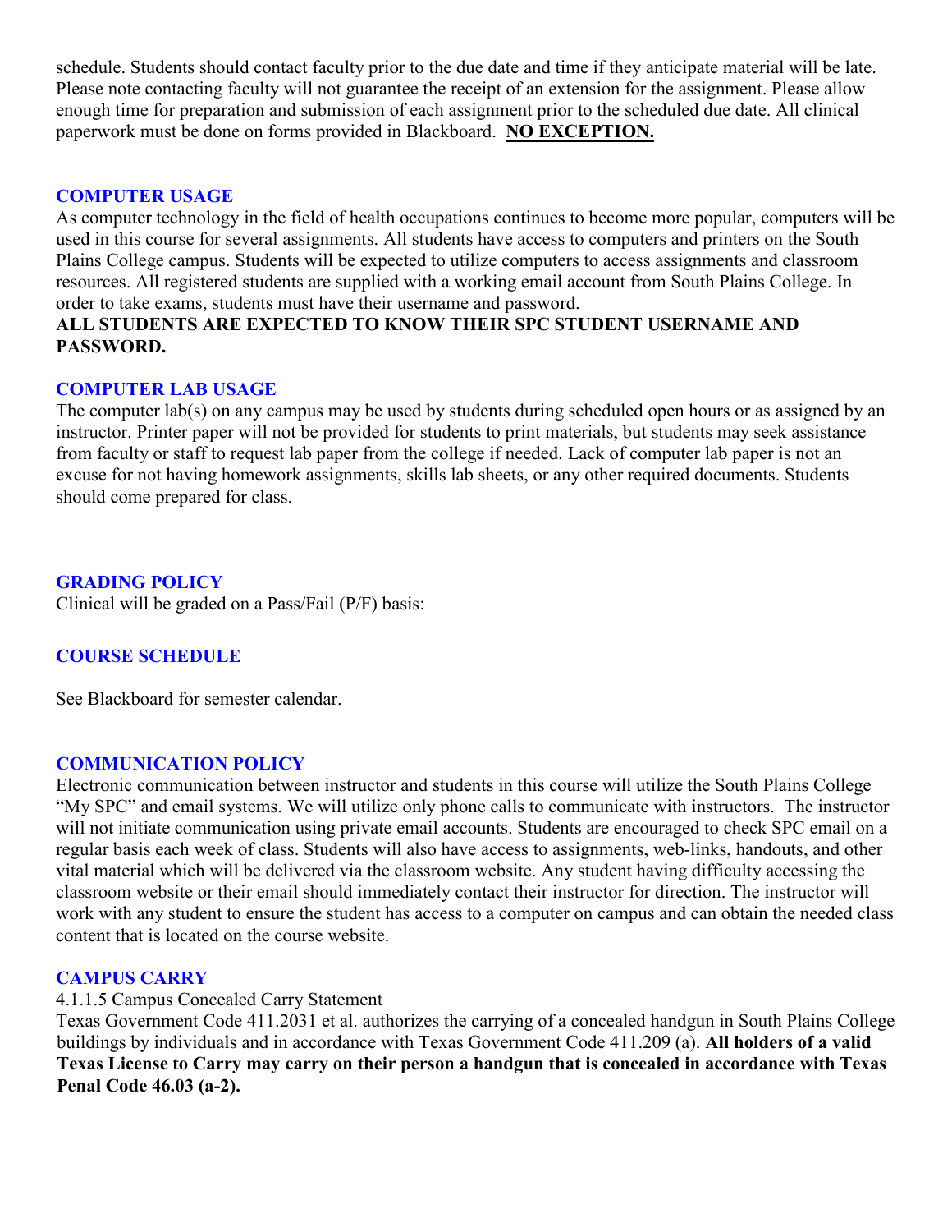schedule. Students should contact faculty prior to the due date and time if they anticipate material will be late. Please note contacting faculty will not guarantee the receipt of an extension for the assignment. Please allow enough time for preparation and submission of each assignment prior to the scheduled due date. All clinical paperwork must be done on forms provided in Blackboard. **NO EXCEPTION.**

## COMPUTER USAGE

As computer technology in the field of health occupations continues to become more popular, computers will be used in this course for several assignments. All students have access to computers and printers on the South Plains College campus. Students will be expected to utilize computers to access assignments and classroom resources. All registered students are supplied with a working email account from South Plains College. In order to take exams, students must have their username and password.

**ALL STUDENTS ARE EXPECTED TO KNOW THEIR SPC STUDENT USERNAME AND PASSWORD.**

## COMPUTER LAB USAGE

The computer lab(s) on any campus may be used by students during scheduled open hours or as assigned by an instructor. Printer paper will not be provided for students to print materials, but students may seek assistance from faculty or staff to request lab paper from the college if needed. Lack of computer lab paper is not an excuse for not having homework assignments, skills lab sheets, or any other required documents. Students should come prepared for class.

## GRADING POLICY

Clinical will be graded on a Pass/Fail (P/F) basis:

## COURSE SCHEDULE

See Blackboard for semester calendar.

## COMMUNICATION POLICY

Electronic communication between instructor and students in this course will utilize the South Plains College "My SPC" and email systems. We will utilize only phone calls to communicate with instructors. The instructor will not initiate communication using private email accounts. Students are encouraged to check SPC email on a regular basis each week of class. Students will also have access to assignments, web-links, handouts, and other vital material which will be delivered via the classroom website. Any student having difficulty accessing the classroom website or their email should immediately contact their instructor for direction. The instructor will work with any student to ensure the student has access to a computer on campus and can obtain the needed class content that is located on the course website.

## CAMPUS CARRY

4.1.1.5 Campus Concealed Carry Statement

Texas Government Code 411.2031 et al. authorizes the carrying of a concealed handgun in South Plains College buildings by individuals and in accordance with Texas Government Code 411.209 (a). **All holders of a valid Texas License to Carry may carry on their person a handgun that is concealed in accordance with Texas Penal Code 46.03 (a-2).**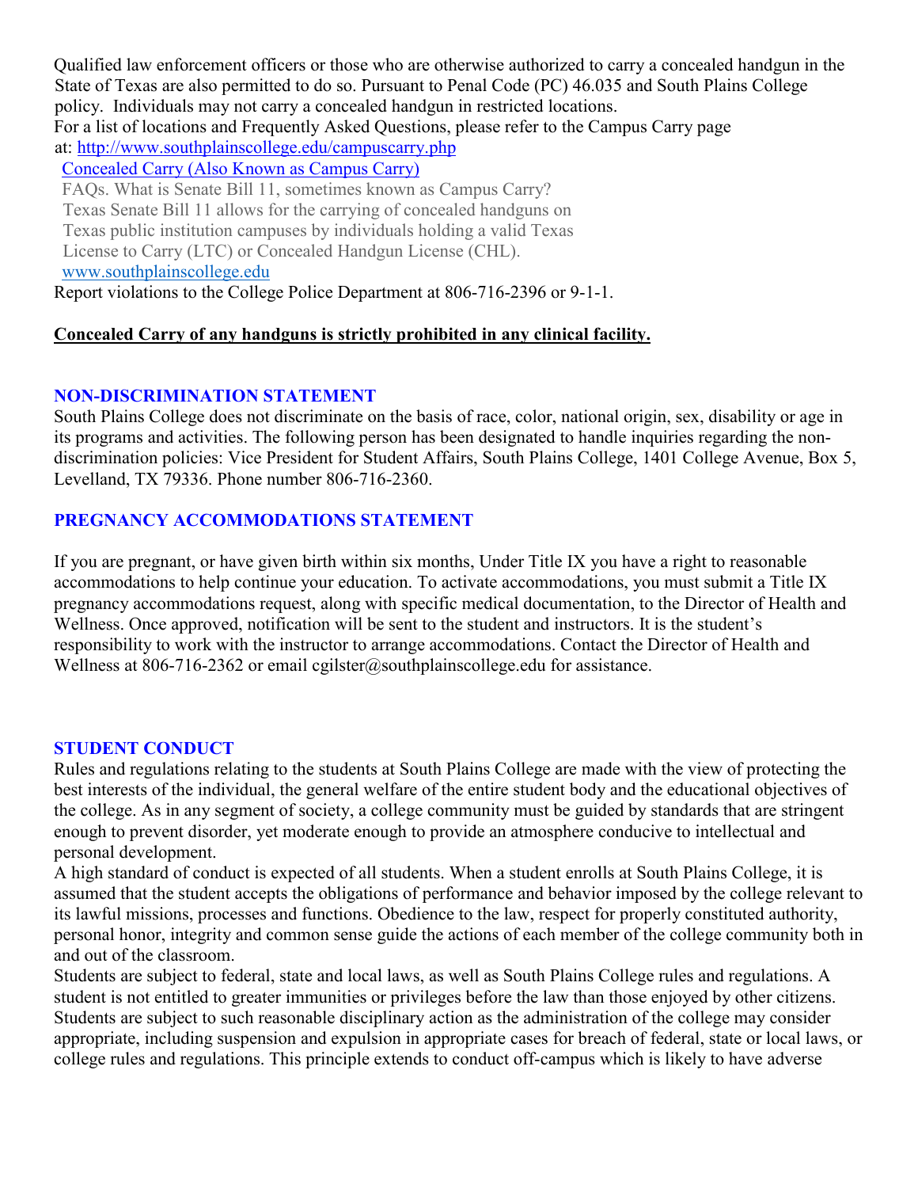Qualified law enforcement officers or those who are otherwise authorized to carry a concealed handgun in the State of Texas are also permitted to do so. Pursuant to Penal Code (PC) 46.035 and South Plains College policy. Individuals may not carry a concealed handgun in restricted locations.
For a list of locations and Frequently Asked Questions, please refer to the Campus Carry page at: [http://www.southplainscollege.edu/campuscarry.php](http://www.southplainscollege.edu/campuscarry.php)

[Concealed Carry (Also Known as Campus Carry)](http://www.southplainscollege.edu)
FAQs. What is Senate Bill 11, sometimes known as Campus Carry?
Texas Senate Bill 11 allows for the carrying of concealed handguns on Texas public institution campuses by individuals holding a valid Texas License to Carry (LTC) or Concealed Handgun License (CHL).
[www.southplainscollege.edu](http://www.southplainscollege.edu)

Report violations to the College Police Department at 806-716-2396 or 9-1-1.

**Concealed Carry of any handguns is strictly prohibited in any clinical facility.**

## NON-DISCRIMINATION STATEMENT

South Plains College does not discriminate on the basis of race, color, national origin, sex, disability or age in its programs and activities. The following person has been designated to handle inquiries regarding the non-discrimination policies: Vice President for Student Affairs, South Plains College, 1401 College Avenue, Box 5, Levelland, TX 79336. Phone number 806-716-2360.

## PREGNANCY ACCOMMODATIONS STATEMENT

If you are pregnant, or have given birth within six months, Under Title IX you have a right to reasonable accommodations to help continue your education. To activate accommodations, you must submit a Title IX pregnancy accommodations request, along with specific medical documentation, to the Director of Health and Wellness. Once approved, notification will be sent to the student and instructors. It is the student's responsibility to work with the instructor to arrange accommodations. Contact the Director of Health and Wellness at 806-716-2362 or email cgilster@southplainscollege.edu for assistance.

## STUDENT CONDUCT

Rules and regulations relating to the students at South Plains College are made with the view of protecting the best interests of the individual, the general welfare of the entire student body and the educational objectives of the college. As in any segment of society, a college community must be guided by standards that are stringent enough to prevent disorder, yet moderate enough to provide an atmosphere conducive to intellectual and personal development.

A high standard of conduct is expected of all students. When a student enrolls at South Plains College, it is assumed that the student accepts the obligations of performance and behavior imposed by the college relevant to its lawful missions, processes and functions. Obedience to the law, respect for properly constituted authority, personal honor, integrity and common sense guide the actions of each member of the college community both in and out of the classroom.

Students are subject to federal, state and local laws, as well as South Plains College rules and regulations. A student is not entitled to greater immunities or privileges before the law than those enjoyed by other citizens. Students are subject to such reasonable disciplinary action as the administration of the college may consider appropriate, including suspension and expulsion in appropriate cases for breach of federal, state or local laws, or college rules and regulations. This principle extends to conduct off-campus which is likely to have adverse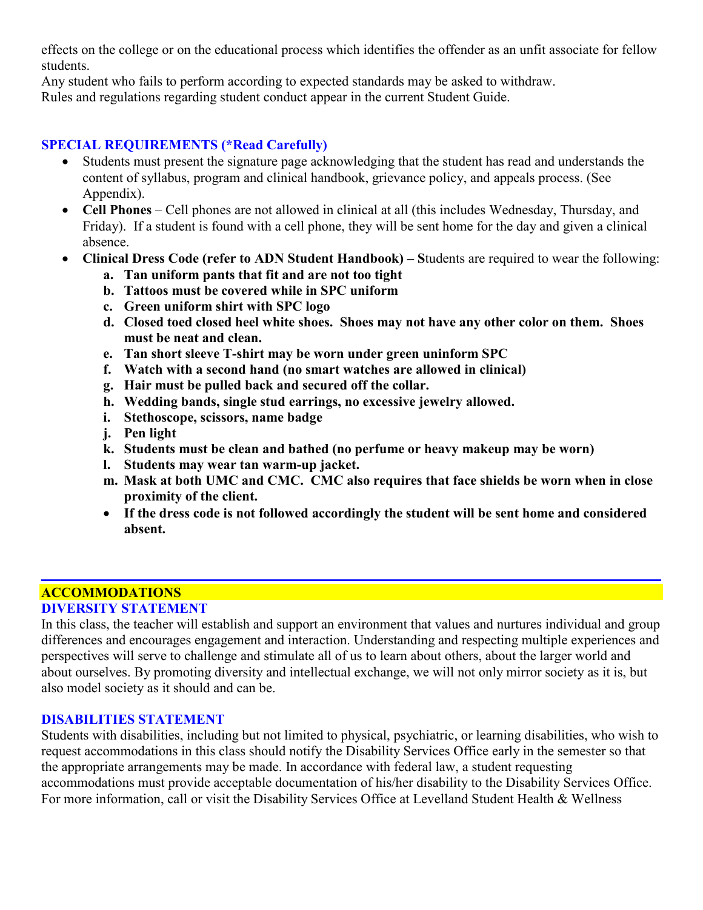effects on the college or on the educational process which identifies the offender as an unfit associate for fellow students.
Any student who fails to perform according to expected standards may be asked to withdraw.
Rules and regulations regarding student conduct appear in the current Student Guide.

### SPECIAL REQUIREMENTS (*Read Carefully)

- Students must present the signature page acknowledging that the student has read and understands the content of syllabus, program and clinical handbook, grievance policy, and appeals process. (See Appendix).
- **Cell Phones** – Cell phones are not allowed in clinical at all (this includes Wednesday, Thursday, and Friday). If a student is found with a cell phone, they will be sent home for the day and given a clinical absence.
- **Clinical Dress Code (refer to ADN Student Handbook) – S**tudents are required to wear the following:
  - **a. Tan uniform pants that fit and are not too tight**
  - **b. Tattoos must be covered while in SPC uniform**
  - **c. Green uniform shirt with SPC logo**
  - **d. Closed toed closed heel white shoes. Shoes may not have any other color on them. Shoes must be neat and clean.**
  - **e. Tan short sleeve T-shirt may be worn under green uninform SPC**
  - **f. Watch with a second hand (no smart watches are allowed in clinical)**
  - **g. Hair must be pulled back and secured off the collar.**
  - **h. Wedding bands, single stud earrings, no excessive jewelry allowed.**
  - **i. Stethoscope, scissors, name badge**
  - **j. Pen light**
  - **k. Students must be clean and bathed (no perfume or heavy makeup may be worn)**
  - **l. Students may wear tan warm-up jacket.**
  - **m. Mask at both UMC and CMC. CMC also requires that face shields be worn when in close proximity of the client.**
  - **If the dress code is not followed accordingly the student will be sent home and considered absent.**

## ACCOMMODATIONS

### DIVERSITY STATEMENT

In this class, the teacher will establish and support an environment that values and nurtures individual and group differences and encourages engagement and interaction. Understanding and respecting multiple experiences and perspectives will serve to challenge and stimulate all of us to learn about others, about the larger world and about ourselves. By promoting diversity and intellectual exchange, we will not only mirror society as it is, but also model society as it should and can be.

### DISABILITIES STATEMENT

Students with disabilities, including but not limited to physical, psychiatric, or learning disabilities, who wish to request accommodations in this class should notify the Disability Services Office early in the semester so that the appropriate arrangements may be made. In accordance with federal law, a student requesting accommodations must provide acceptable documentation of his/her disability to the Disability Services Office. For more information, call or visit the Disability Services Office at Levelland Student Health & Wellness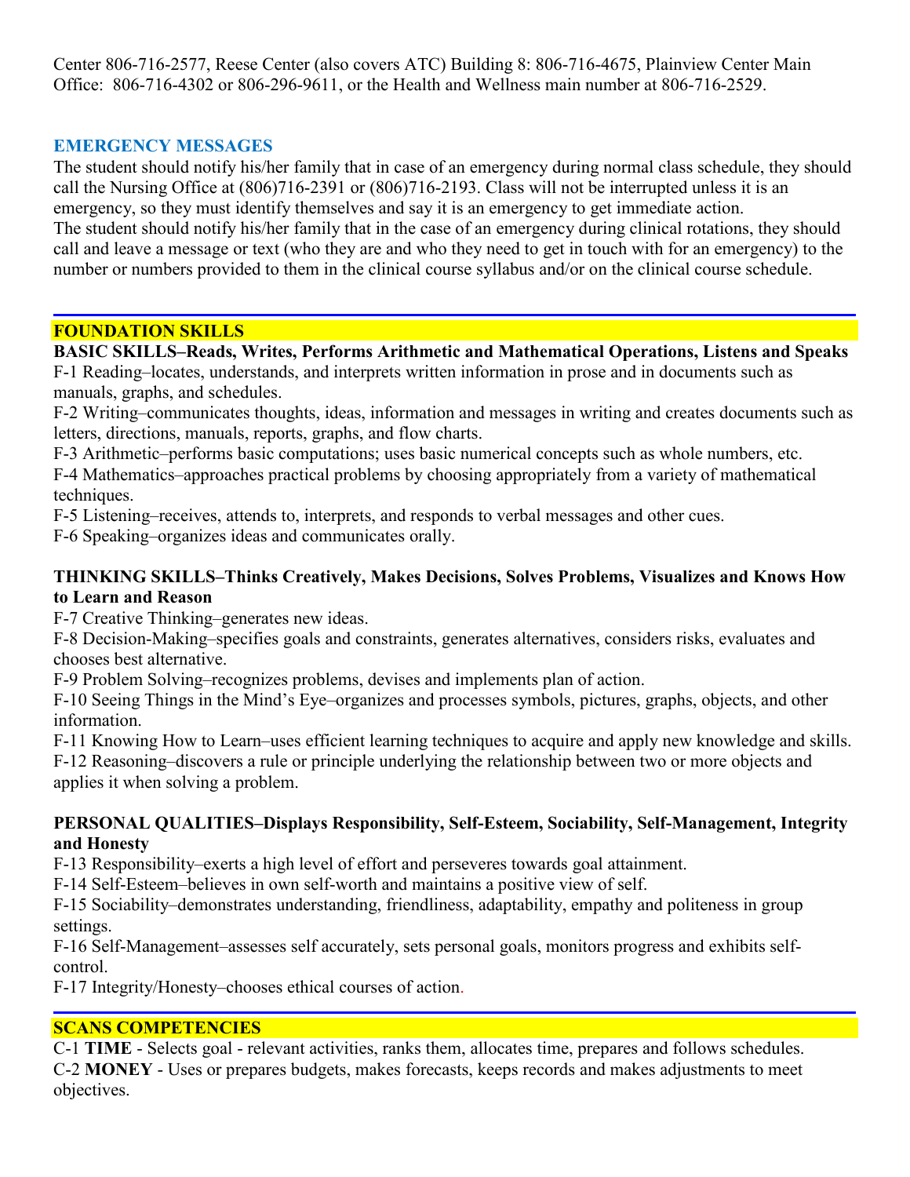Center 806-716-2577, Reese Center (also covers ATC) Building 8: 806-716-4675, Plainview Center Main Office: 806-716-4302 or 806-296-9611, or the Health and Wellness main number at 806-716-2529.

## EMERGENCY MESSAGES

The student should notify his/her family that in case of an emergency during normal class schedule, they should call the Nursing Office at (806)716-2391 or (806)716-2193. Class will not be interrupted unless it is an emergency, so they must identify themselves and say it is an emergency to get immediate action.
The student should notify his/her family that in the case of an emergency during clinical rotations, they should call and leave a message or text (who they are and who they need to get in touch with for an emergency) to the number or numbers provided to them in the clinical course syllabus and/or on the clinical course schedule.

## FOUNDATION SKILLS

**BASIC SKILLS–Reads, Writes, Performs Arithmetic and Mathematical Operations, Listens and Speaks**

F-1 Reading–locates, understands, and interprets written information in prose and in documents such as manuals, graphs, and schedules.
F-2 Writing–communicates thoughts, ideas, information and messages in writing and creates documents such as letters, directions, manuals, reports, graphs, and flow charts.
F-3 Arithmetic–performs basic computations; uses basic numerical concepts such as whole numbers, etc.
F-4 Mathematics–approaches practical problems by choosing appropriately from a variety of mathematical techniques.
F-5 Listening–receives, attends to, interprets, and responds to verbal messages and other cues.
F-6 Speaking–organizes ideas and communicates orally.

**THINKING SKILLS–Thinks Creatively, Makes Decisions, Solves Problems, Visualizes and Knows How to Learn and Reason**

F-7 Creative Thinking–generates new ideas.
F-8 Decision-Making–specifies goals and constraints, generates alternatives, considers risks, evaluates and chooses best alternative.
F-9 Problem Solving–recognizes problems, devises and implements plan of action.
F-10 Seeing Things in the Mind's Eye–organizes and processes symbols, pictures, graphs, objects, and other information.
F-11 Knowing How to Learn–uses efficient learning techniques to acquire and apply new knowledge and skills.
F-12 Reasoning–discovers a rule or principle underlying the relationship between two or more objects and applies it when solving a problem.

**PERSONAL QUALITIES–Displays Responsibility, Self-Esteem, Sociability, Self-Management, Integrity and Honesty**

F-13 Responsibility–exerts a high level of effort and perseveres towards goal attainment.
F-14 Self-Esteem–believes in own self-worth and maintains a positive view of self.
F-15 Sociability–demonstrates understanding, friendliness, adaptability, empathy and politeness in group settings.
F-16 Self-Management–assesses self accurately, sets personal goals, monitors progress and exhibits self-control.
F-17 Integrity/Honesty–chooses ethical courses of action.

## SCANS COMPETENCIES

C-1 **TIME** - Selects goal - relevant activities, ranks them, allocates time, prepares and follows schedules.
C-2 **MONEY** - Uses or prepares budgets, makes forecasts, keeps records and makes adjustments to meet objectives.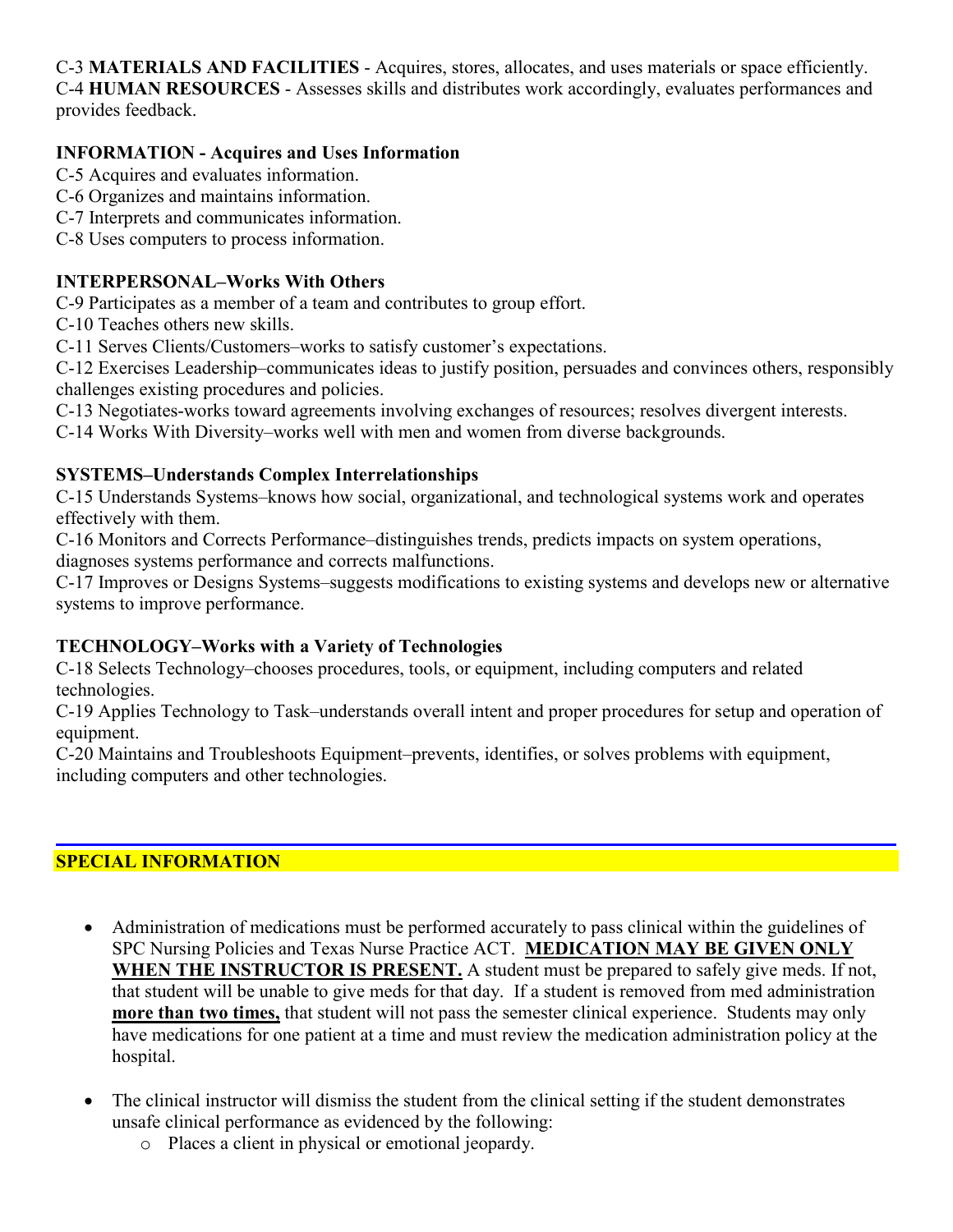C-3 **MATERIALS AND FACILITIES** - Acquires, stores, allocates, and uses materials or space efficiently.
C-4 **HUMAN RESOURCES** - Assesses skills and distributes work accordingly, evaluates performances and provides feedback.

**INFORMATION - Acquires and Uses Information**

C-5 Acquires and evaluates information.
C-6 Organizes and maintains information.
C-7 Interprets and communicates information.
C-8 Uses computers to process information.

**INTERPERSONAL–Works With Others**

C-9 Participates as a member of a team and contributes to group effort.
C-10 Teaches others new skills.
C-11 Serves Clients/Customers–works to satisfy customer's expectations.
C-12 Exercises Leadership–communicates ideas to justify position, persuades and convinces others, responsibly challenges existing procedures and policies.
C-13 Negotiates-works toward agreements involving exchanges of resources; resolves divergent interests.
C-14 Works With Diversity–works well with men and women from diverse backgrounds.

**SYSTEMS–Understands Complex Interrelationships**

C-15 Understands Systems–knows how social, organizational, and technological systems work and operates effectively with them.
C-16 Monitors and Corrects Performance–distinguishes trends, predicts impacts on system operations, diagnoses systems performance and corrects malfunctions.
C-17 Improves or Designs Systems–suggests modifications to existing systems and develops new or alternative systems to improve performance.

**TECHNOLOGY–Works with a Variety of Technologies**

C-18 Selects Technology–chooses procedures, tools, or equipment, including computers and related technologies.
C-19 Applies Technology to Task–understands overall intent and proper procedures for setup and operation of equipment.
C-20 Maintains and Troubleshoots Equipment–prevents, identifies, or solves problems with equipment, including computers and other technologies.

## SPECIAL INFORMATION

- Administration of medications must be performed accurately to pass clinical within the guidelines of SPC Nursing Policies and Texas Nurse Practice ACT. **MEDICATION MAY BE GIVEN ONLY WHEN THE INSTRUCTOR IS PRESENT.** A student must be prepared to safely give meds. If not, that student will be unable to give meds for that day. If a student is removed from med administration **more than two times,** that student will not pass the semester clinical experience. Students may only have medications for one patient at a time and must review the medication administration policy at the hospital.
- The clinical instructor will dismiss the student from the clinical setting if the student demonstrates unsafe clinical performance as evidenced by the following:
  - Places a client in physical or emotional jeopardy.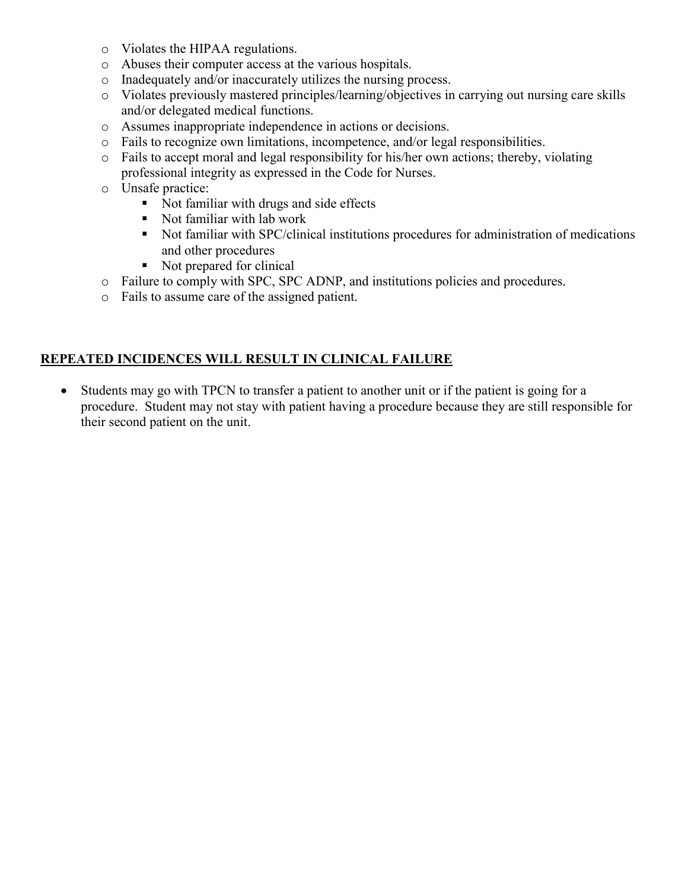- Violates the HIPAA regulations.
- Abuses their computer access at the various hospitals.
- Inadequately and/or inaccurately utilizes the nursing process.
- Violates previously mastered principles/learning/objectives in carrying out nursing care skills and/or delegated medical functions.
- Assumes inappropriate independence in actions or decisions.
- Fails to recognize own limitations, incompetence, and/or legal responsibilities.
- Fails to accept moral and legal responsibility for his/her own actions; thereby, violating professional integrity as expressed in the Code for Nurses.
- Unsafe practice:
  - Not familiar with drugs and side effects
  - Not familiar with lab work
  - Not familiar with SPC/clinical institutions procedures for administration of medications and other procedures
  - Not prepared for clinical
- Failure to comply with SPC, SPC ADNP, and institutions policies and procedures.
- Fails to assume care of the assigned patient.

**<u>REPEATED INCIDENCES WILL RESULT IN CLINICAL FAILURE</u>**

- Students may go with TPCN to transfer a patient to another unit or if the patient is going for a procedure. Student may not stay with patient having a procedure because they are still responsible for their second patient on the unit.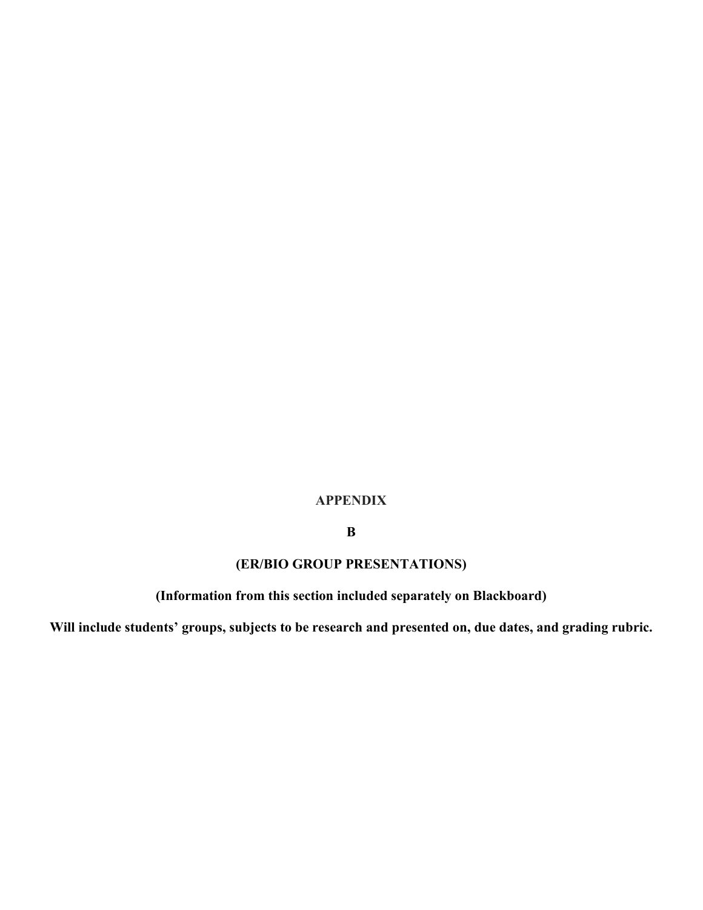**APPENDIX**

**B**

**(ER/BIO GROUP PRESENTATIONS)**

**(Information from this section included separately on Blackboard)**

**Will include students' groups, subjects to be research and presented on, due dates, and grading rubric.**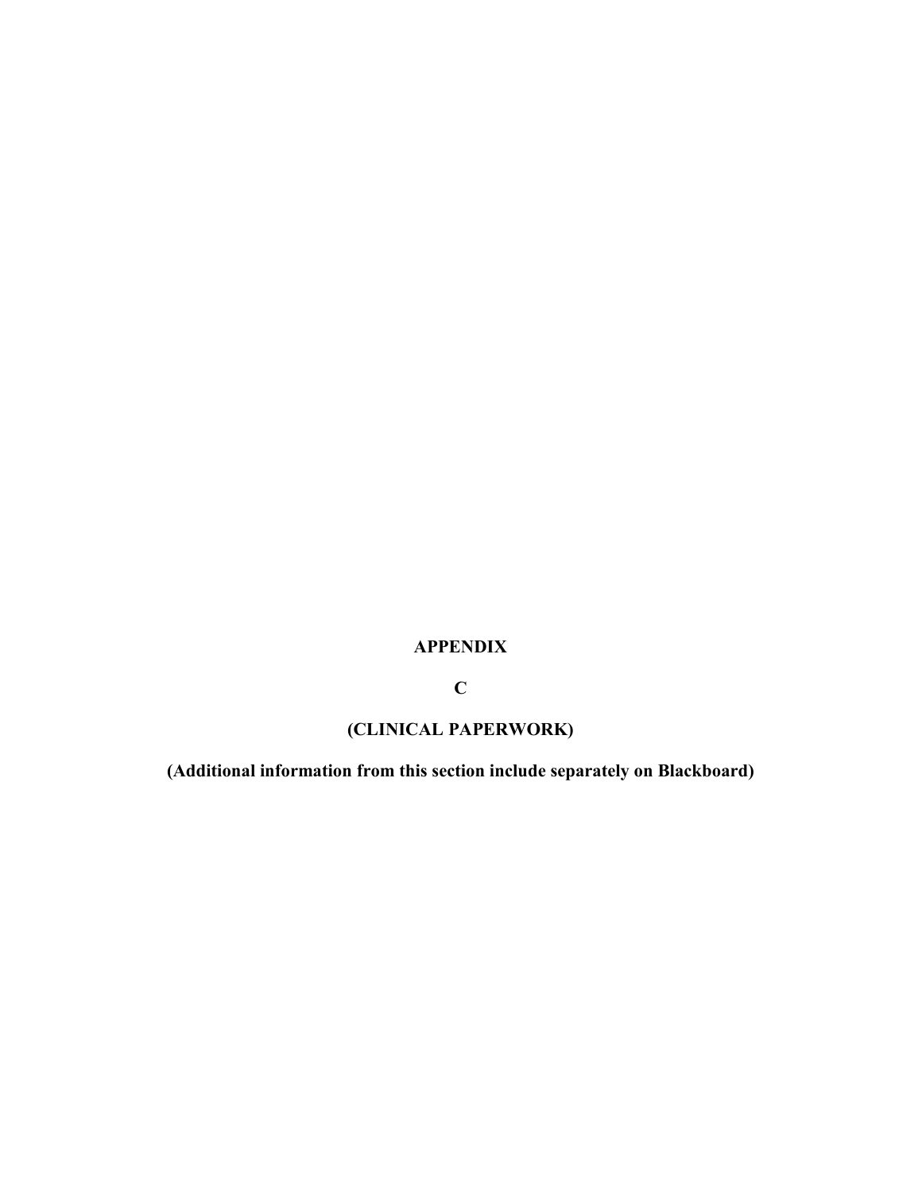# APPENDIX

# C

# (CLINICAL PAPERWORK)

**(Additional information from this section include separately on Blackboard)**